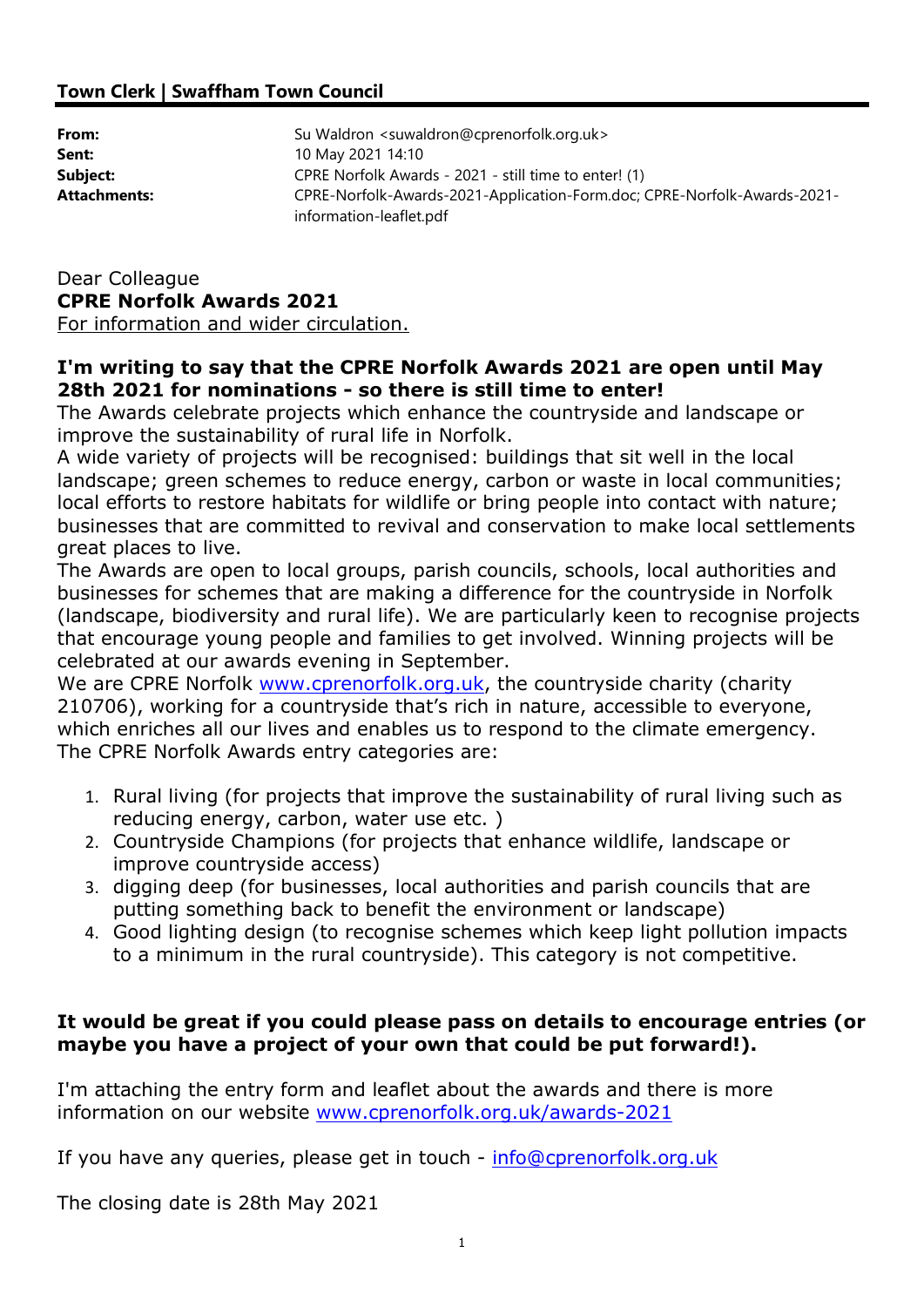**Town Clerk | Swaffham Town Council**

---

**From:** Su Waldron <suwaldron@cprenorfolk.org.uk>
**Sent:** 10 May 2021 14:10
**Subject:** CPRE Norfolk Awards - 2021 - still time to enter! (1)
**Attachments:** CPRE-Norfolk-Awards-2021-Application-Form.doc; CPRE-Norfolk-Awards-2021-information-leaflet.pdf

Dear Colleague
**CPRE Norfolk Awards 2021**
For information and wider circulation.

**I'm writing to say that the CPRE Norfolk Awards 2021 are open until May 28th 2021 for nominations - so there is still time to enter!**
The Awards celebrate projects which enhance the countryside and landscape or improve the sustainability of rural life in Norfolk.
A wide variety of projects will be recognised: buildings that sit well in the local landscape; green schemes to reduce energy, carbon or waste in local communities; local efforts to restore habitats for wildlife or bring people into contact with nature; businesses that are committed to revival and conservation to make local settlements great places to live.
The Awards are open to local groups, parish councils, schools, local authorities and businesses for schemes that are making a difference for the countryside in Norfolk (landscape, biodiversity and rural life). We are particularly keen to recognise projects that encourage young people and families to get involved. Winning projects will be celebrated at our awards evening in September.
We are CPRE Norfolk www.cprenorfolk.org.uk, the countryside charity (charity 210706), working for a countryside that's rich in nature, accessible to everyone, which enriches all our lives and enables us to respond to the climate emergency.
The CPRE Norfolk Awards entry categories are:

1. Rural living (for projects that improve the sustainability of rural living such as reducing energy, carbon, water use etc. )
2. Countryside Champions (for projects that enhance wildlife, landscape or improve countryside access)
3. digging deep (for businesses, local authorities and parish councils that are putting something back to benefit the environment or landscape)
4. Good lighting design (to recognise schemes which keep light pollution impacts to a minimum in the rural countryside). This category is not competitive.

**It would be great if you could please pass on details to encourage entries (or maybe you have a project of your own that could be put forward!).**

I'm attaching the entry form and leaflet about the awards and there is more information on our website www.cprenorfolk.org.uk/awards-2021

If you have any queries, please get in touch - info@cprenorfolk.org.uk

The closing date is 28th May 2021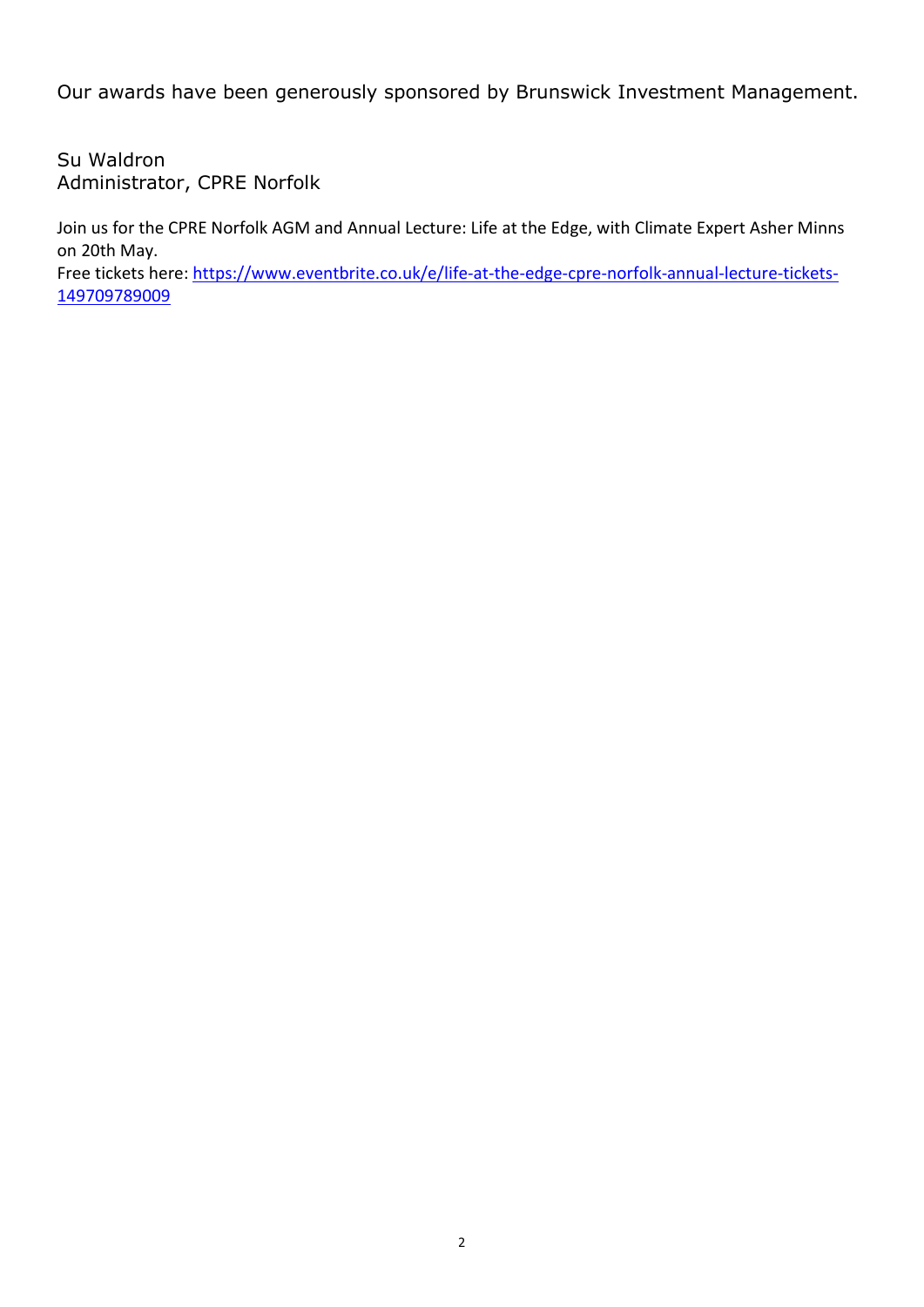Our awards have been generously sponsored by Brunswick Investment Management.

Su Waldron
Administrator, CPRE Norfolk

Join us for the CPRE Norfolk AGM and Annual Lecture: Life at the Edge, with Climate Expert Asher Minns on 20th May.
Free tickets here: [https://www.eventbrite.co.uk/e/life-at-the-edge-cpre-norfolk-annual-lecture-tickets-149709789009](https://www.eventbrite.co.uk/e/life-at-the-edge-cpre-norfolk-annual-lecture-tickets-149709789009)